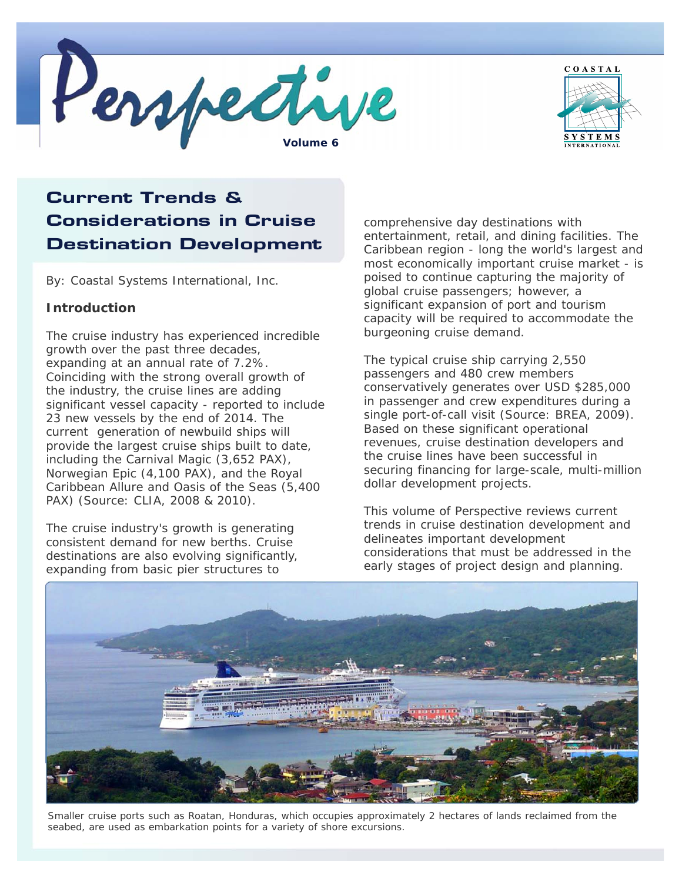# Perspective

**Volume 6**

COASTAL SYSTEMS INTERNATIONAL

## Current Trends & Considerations in Cruise Destination Development

By: Coastal Systems International, Inc.

### Introduction

The cruise industry has experienced incredible growth over the past three decades, expanding at an annual rate of 7.2%. Coinciding with the strong overall growth of the industry, the cruise lines are adding significant vessel capacity - reported to include 23 new vessels by the end of 2014. The current generation of newbuild ships will provide the largest cruise ships built to date, including the Carnival Magic (3,652 PAX), Norwegian Epic (4,100 PAX), and the Royal Caribbean Allure and Oasis of the Seas (5,400 PAX) (Source: CLIA, 2008 & 2010).

The cruise industry's growth is generating consistent demand for new berths. Cruise destinations are also evolving significantly, expanding from basic pier structures to comprehensive day destinations with entertainment, retail, and dining facilities. The Caribbean region - long the world's largest and most economically important cruise market - is poised to continue capturing the majority of global cruise passengers; however, a significant expansion of port and tourism capacity will be required to accommodate the burgeoning cruise demand.

The typical cruise ship carrying 2,550 passengers and 480 crew members conservatively generates over USD $285,000 in passenger and crew expenditures during a single port-of-call visit (Source: BREA, 2009). Based on these significant operational revenues, cruise destination developers and the cruise lines have been successful in securing financing for large-scale, multi-million dollar development projects.

This volume of Perspective reviews current trends in cruise destination development and delineates important development considerations that must be addressed in the early stages of project design and planning.

Smaller cruise ports such as Roatan, Honduras, which occupies approximately 2 hectares of lands reclaimed from the seabed, are used as embarkation points for a variety of shore excursions.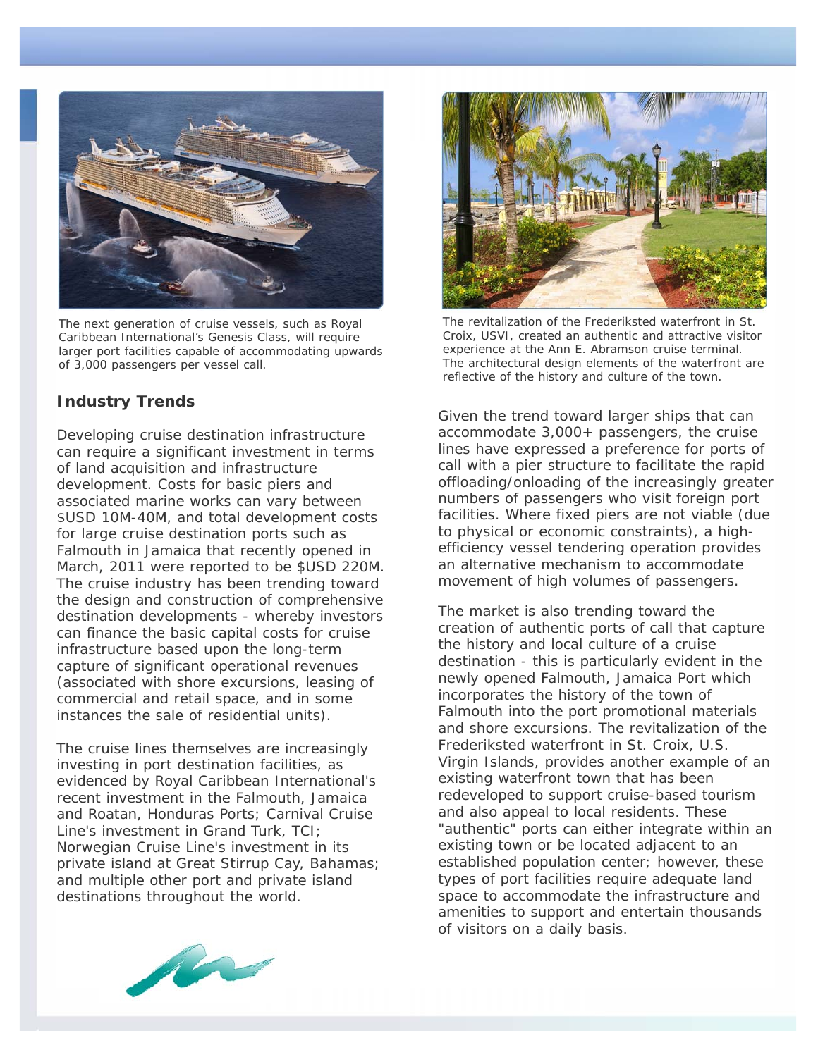The next generation of cruise vessels, such as Royal Caribbean International's Genesis Class, will require larger port facilities capable of accommodating upwards of 3,000 passengers per vessel call.

The revitalization of the Frederiksted waterfront in St. Croix, USVI, created an authentic and attractive visitor experience at the Ann E. Abramson cruise terminal. The architectural design elements of the waterfront are reflective of the history and culture of the town.

## Industry Trends

Developing cruise destination infrastructure can require a significant investment in terms of land acquisition and infrastructure development. Costs for basic piers and associated marine works can vary between $USD 10M-40M, and total development costs for large cruise destination ports such as Falmouth in Jamaica that recently opened in March, 2011 were reported to be $USD 220M. The cruise industry has been trending toward the design and construction of comprehensive destination developments - whereby investors can finance the basic capital costs for cruise infrastructure based upon the long-term capture of significant operational revenues (associated with shore excursions, leasing of commercial and retail space, and in some instances the sale of residential units).

The cruise lines themselves are increasingly investing in port destination facilities, as evidenced by Royal Caribbean International's recent investment in the Falmouth, Jamaica and Roatan, Honduras Ports; Carnival Cruise Line's investment in Grand Turk, TCI; Norwegian Cruise Line's investment in its private island at Great Stirrup Cay, Bahamas; and multiple other port and private island destinations throughout the world.

Given the trend toward larger ships that can accommodate 3,000+ passengers, the cruise lines have expressed a preference for ports of call with a pier structure to facilitate the rapid offloading/onloading of the increasingly greater numbers of passengers who visit foreign port facilities. Where fixed piers are not viable (due to physical or economic constraints), a high-efficiency vessel tendering operation provides an alternative mechanism to accommodate movement of high volumes of passengers.

The market is also trending toward the creation of authentic ports of call that capture the history and local culture of a cruise destination - this is particularly evident in the newly opened Falmouth, Jamaica Port which incorporates the history of the town of Falmouth into the port promotional materials and shore excursions. The revitalization of the Frederiksted waterfront in St. Croix, U.S. Virgin Islands, provides another example of an existing waterfront town that has been redeveloped to support cruise-based tourism and also appeal to local residents. These "authentic" ports can either integrate within an existing town or be located adjacent to an established population center; however, these types of port facilities require adequate land space to accommodate the infrastructure and amenities to support and entertain thousands of visitors on a daily basis.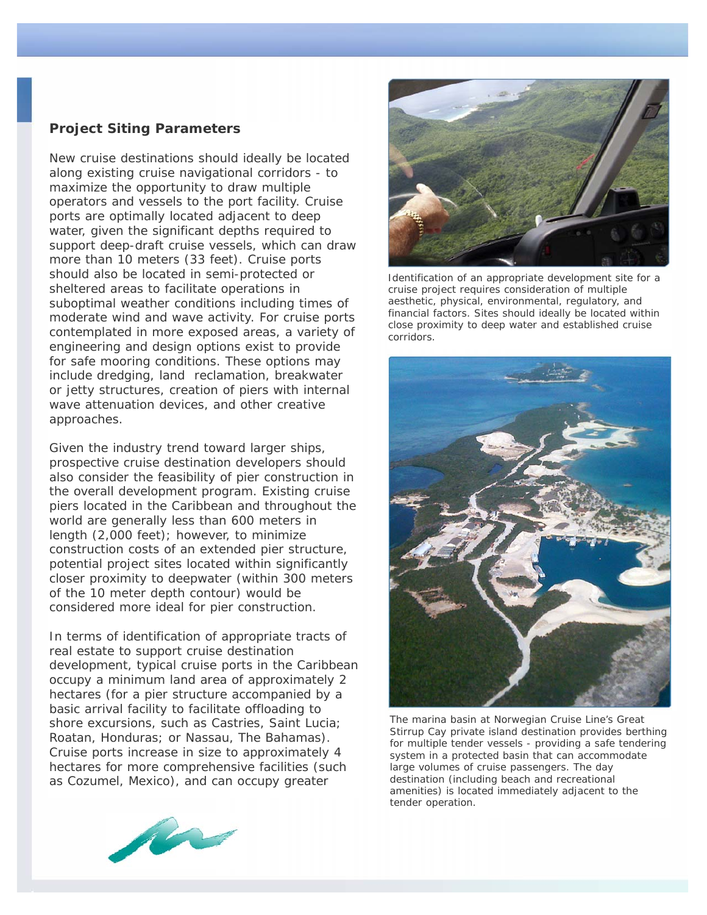### Project Siting Parameters

New cruise destinations should ideally be located along existing cruise navigational corridors - to maximize the opportunity to draw multiple operators and vessels to the port facility. Cruise ports are optimally located adjacent to deep water, given the significant depths required to support deep-draft cruise vessels, which can draw more than 10 meters (33 feet). Cruise ports should also be located in semi-protected or sheltered areas to facilitate operations in suboptimal weather conditions including times of moderate wind and wave activity. For cruise ports contemplated in more exposed areas, a variety of engineering and design options exist to provide for safe mooring conditions. These options may include dredging, land reclamation, breakwater or jetty structures, creation of piers with internal wave attenuation devices, and other creative approaches.

Given the industry trend toward larger ships, prospective cruise destination developers should also consider the feasibility of pier construction in the overall development program. Existing cruise piers located in the Caribbean and throughout the world are generally less than 600 meters in length (2,000 feet); however, to minimize construction costs of an extended pier structure, potential project sites located within significantly closer proximity to deepwater (within 300 meters of the 10 meter depth contour) would be considered more ideal for pier construction.

In terms of identification of appropriate tracts of real estate to support cruise destination development, typical cruise ports in the Caribbean occupy a minimum land area of approximately 2 hectares (for a pier structure accompanied by a basic arrival facility to facilitate offloading to shore excursions, such as Castries, Saint Lucia; Roatan, Honduras; or Nassau, The Bahamas). Cruise ports increase in size to approximately 4 hectares for more comprehensive facilities (such as Cozumel, Mexico), and can occupy greater

Identification of an appropriate development site for a cruise project requires consideration of multiple aesthetic, physical, environmental, regulatory, and financial factors. Sites should ideally be located within close proximity to deep water and established cruise corridors.

The marina basin at Norwegian Cruise Line's Great Stirrup Cay private island destination provides berthing for multiple tender vessels - providing a safe tendering system in a protected basin that can accommodate large volumes of cruise passengers. The day destination (including beach and recreational amenities) is located immediately adjacent to the tender operation.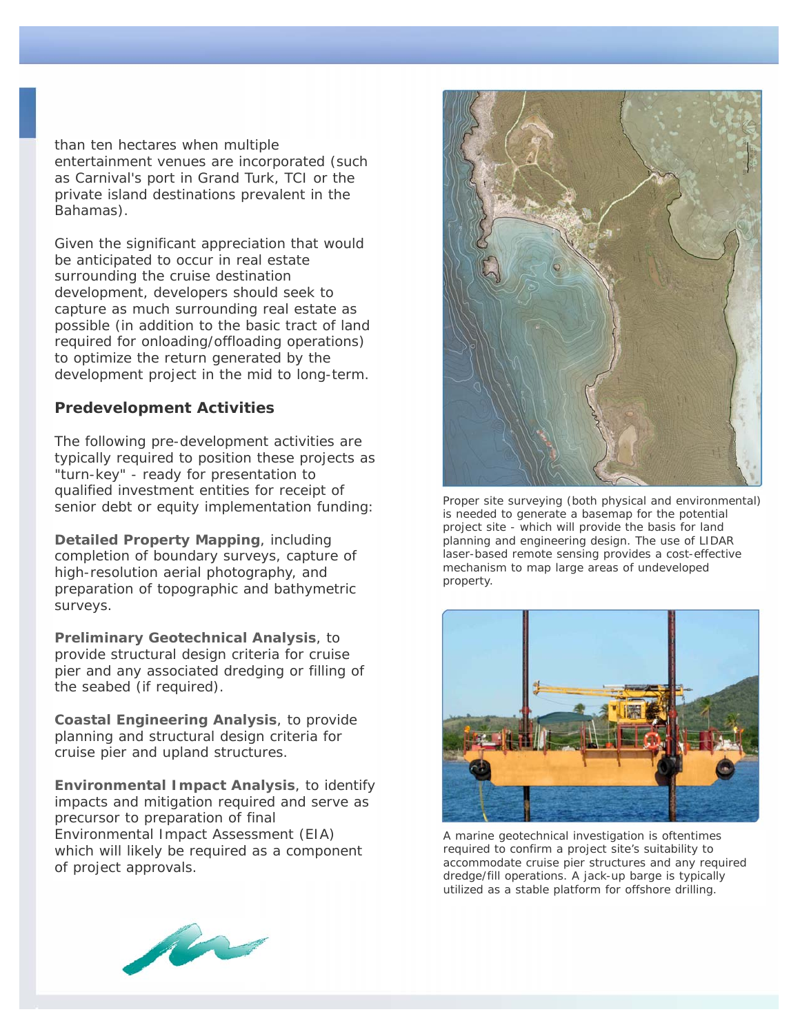than ten hectares when multiple entertainment venues are incorporated (such as Carnival's port in Grand Turk, TCI or the private island destinations prevalent in the Bahamas).

Given the significant appreciation that would be anticipated to occur in real estate surrounding the cruise destination development, developers should seek to capture as much surrounding real estate as possible (in addition to the basic tract of land required for onloading/offloading operations) to optimize the return generated by the development project in the mid to long-term.

### Predevelopment Activities

The following pre-development activities are typically required to position these projects as "turn-key" - ready for presentation to qualified investment entities for receipt of senior debt or equity implementation funding:

**Detailed Property Mapping**, including completion of boundary surveys, capture of high-resolution aerial photography, and preparation of topographic and bathymetric surveys.

**Preliminary Geotechnical Analysis**, to provide structural design criteria for cruise pier and any associated dredging or filling of the seabed (if required).

**Coastal Engineering Analysis**, to provide planning and structural design criteria for cruise pier and upland structures.

**Environmental Impact Analysis**, to identify impacts and mitigation required and serve as precursor to preparation of final Environmental Impact Assessment (EIA) which will likely be required as a component of project approvals.

Proper site surveying (both physical and environmental) is needed to generate a basemap for the potential project site - which will provide the basis for land planning and engineering design. The use of LIDAR laser-based remote sensing provides a cost-effective mechanism to map large areas of undeveloped property.

A marine geotechnical investigation is oftentimes required to confirm a project site's suitability to accommodate cruise pier structures and any required dredge/fill operations. A jack-up barge is typically utilized as a stable platform for offshore drilling.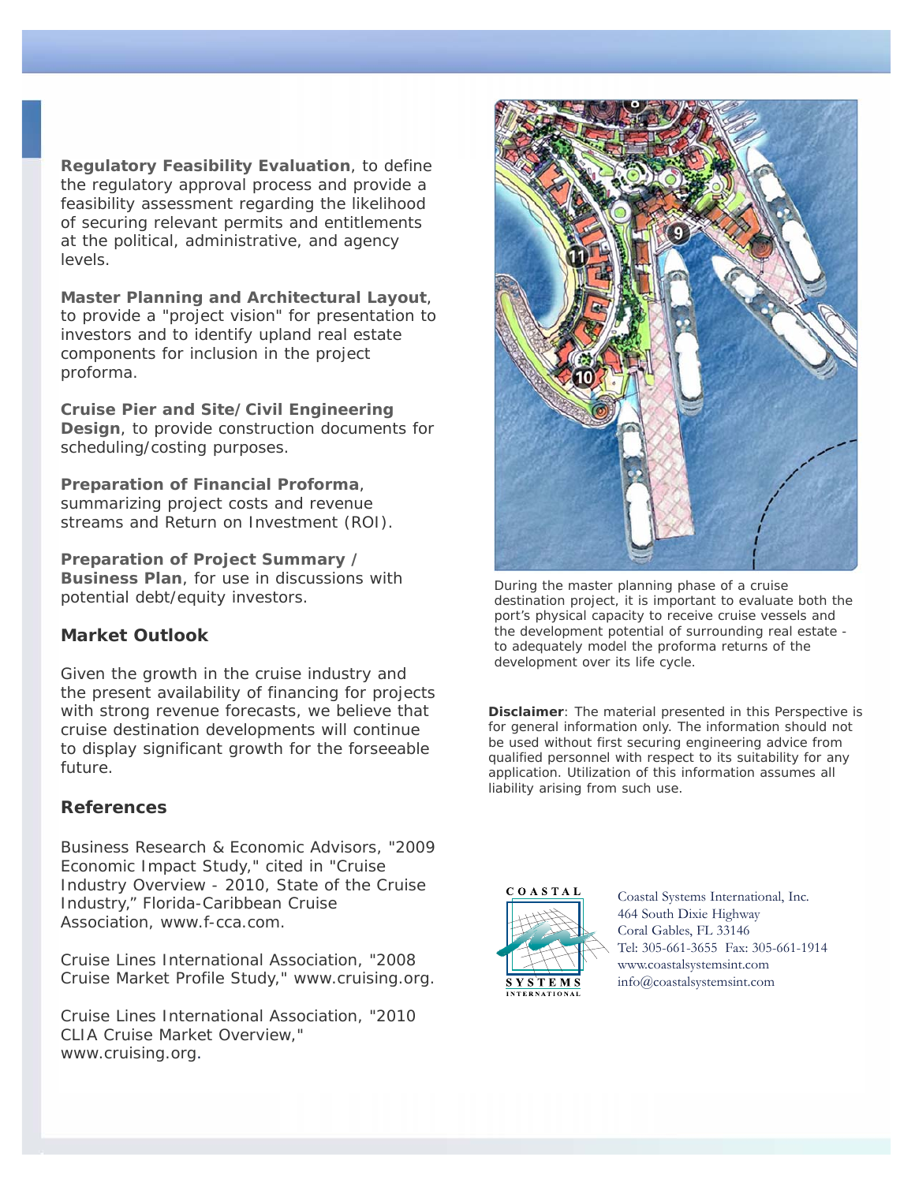**Regulatory Feasibility Evaluation**, to define the regulatory approval process and provide a feasibility assessment regarding the likelihood of securing relevant permits and entitlements at the political, administrative, and agency levels.

**Master Planning and Architectural Layout**, to provide a "project vision" for presentation to investors and to identify upland real estate components for inclusion in the project proforma.

**Cruise Pier and Site/Civil Engineering Design**, to provide construction documents for scheduling/costing purposes.

**Preparation of Financial Proforma**, summarizing project costs and revenue streams and Return on Investment (ROI).

**Preparation of Project Summary / Business Plan**, for use in discussions with potential debt/equity investors.

### Market Outlook

Given the growth in the cruise industry and the present availability of financing for projects with strong revenue forecasts, we believe that cruise destination developments will continue to display significant growth for the forseeable future.

### References

Business Research & Economic Advisors, "2009 Economic Impact Study," cited in "Cruise Industry Overview - 2010, State of the Cruise Industry," Florida-Caribbean Cruise Association, www.f-cca.com.

Cruise Lines International Association, "2008 Cruise Market Profile Study," www.cruising.org.

Cruise Lines International Association, "2010 CLIA Cruise Market Overview," www.cruising.org.

During the master planning phase of a cruise destination project, it is important to evaluate both the port's physical capacity to receive cruise vessels and the development potential of surrounding real estate - to adequately model the proforma returns of the development over its life cycle.

**Disclaimer**: The material presented in this Perspective is for general information only. The information should not be used without first securing engineering advice from qualified personnel with respect to its suitability for any application. Utilization of this information assumes all liability arising from such use.

COASTAL SYSTEMS INTERNATIONAL

Coastal Systems International, Inc.
464 South Dixie Highway
Coral Gables, FL 33146
Tel: 305-661-3655 Fax: 305-661-1914
www.coastalsystemsint.com
info@coastalsystemsint.com